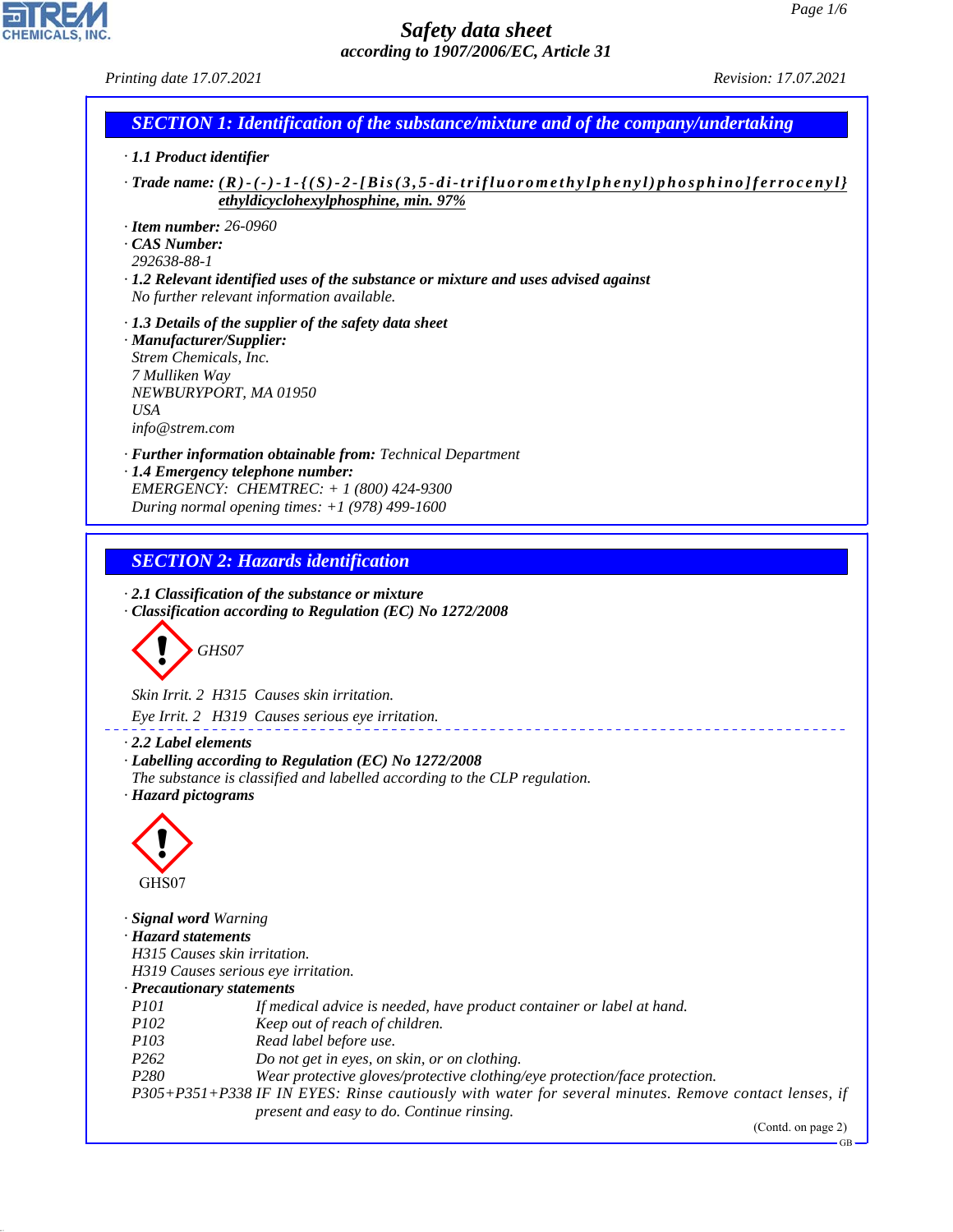# Safety data sheet
## according to 1907/2006/EC, Article 31

Printing date 17.07.2021 Revision: 17.07.2021

## SECTION 1: Identification of the substance/mixture and of the company/undertaking

· **1.1 Product identifier**

· **Trade name:** **(R)-(-)-1-{(S)-2-[Bis(3,5-di-trifluoromethylphenyl)phosphino]ferrocenyl}ethyldicyclohexylphosphine, min. 97%**

· **Item number:** 26-0960
· **CAS Number:**
292638-88-1
· **1.2 Relevant identified uses of the substance or mixture and uses advised against**
No further relevant information available.

· **1.3 Details of the supplier of the safety data sheet**
· **Manufacturer/Supplier:**
Strem Chemicals, Inc.
7 Mulliken Way
NEWBURYPORT, MA 01950
USA
info@strem.com

· **Further information obtainable from:** Technical Department
· **1.4 Emergency telephone number:**
EMERGENCY: CHEMTREC: + 1 (800) 424-9300
During normal opening times: +1 (978) 499-1600

## SECTION 2: Hazards identification

· **2.1 Classification of the substance or mixture**
· **Classification according to Regulation (EC) No 1272/2008**

GHS07

Skin Irrit. 2 H315 Causes skin irritation.

Eye Irrit. 2 H319 Causes serious eye irritation.

· **2.2 Label elements**
· **Labelling according to Regulation (EC) No 1272/2008**
The substance is classified and labelled according to the CLP regulation.
· **Hazard pictograms**

GHS07

· **Signal word** Warning
· **Hazard statements**
H315 Causes skin irritation.
H319 Causes serious eye irritation.
· **Precautionary statements**

| | |
|---|---|
| P101 | If medical advice is needed, have product container or label at hand. |
| P102 | Keep out of reach of children. |
| P103 | Read label before use. |
| P262 | Do not get in eyes, on skin, or on clothing. |
| P280 | Wear protective gloves/protective clothing/eye protection/face protection. |
| P305+P351+P338 | IF IN EYES: Rinse cautiously with water for several minutes. Remove contact lenses, if present and easy to do. Continue rinsing. |

(Contd. on page 2)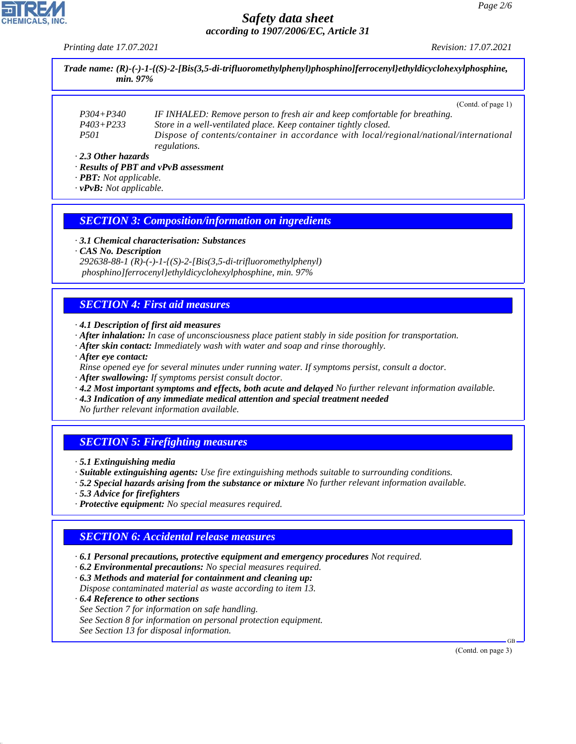**Trade name: (R)-(-)-1-{(S)-2-[Bis(3,5-di-trifluoromethylphenyl)phosphino]ferrocenyl}ethyldicyclohexylphosphine, min. 97%**

(Contd. of page 1)

| | |
|---|---|
| P304+P340 | IF INHALED: Remove person to fresh air and keep comfortable for breathing. |
| P403+P233 | Store in a well-ventilated place. Keep container tightly closed. |
| P501 | Dispose of contents/container in accordance with local/regional/national/international regulations. |

· **2.3 Other hazards**
· **Results of PBT and vPvB assessment**
· **PBT:** Not applicable.
· **vPvB:** Not applicable.

## SECTION 3: Composition/information on ingredients

· **3.1 Chemical characterisation: Substances**
· **CAS No. Description**
292638-88-1 (R)-(-)-1-{(S)-2-[Bis(3,5-di-trifluoromethylphenyl)phosphino]ferrocenyl}ethyldicyclohexylphosphine, min. 97%

## SECTION 4: First aid measures

· **4.1 Description of first aid measures**
· **After inhalation:** In case of unconsciousness place patient stably in side position for transportation.
· **After skin contact:** Immediately wash with water and soap and rinse thoroughly.
· **After eye contact:**
Rinse opened eye for several minutes under running water. If symptoms persist, consult a doctor.
· **After swallowing:** If symptoms persist consult doctor.
· **4.2 Most important symptoms and effects, both acute and delayed** No further relevant information available.
· **4.3 Indication of any immediate medical attention and special treatment needed**
No further relevant information available.

## SECTION 5: Firefighting measures

· **5.1 Extinguishing media**
· **Suitable extinguishing agents:** Use fire extinguishing methods suitable to surrounding conditions.
· **5.2 Special hazards arising from the substance or mixture** No further relevant information available.
· **5.3 Advice for firefighters**
· **Protective equipment:** No special measures required.

## SECTION 6: Accidental release measures

· **6.1 Personal precautions, protective equipment and emergency procedures** Not required.
· **6.2 Environmental precautions:** No special measures required.
· **6.3 Methods and material for containment and cleaning up:**
Dispose contaminated material as waste according to item 13.
· **6.4 Reference to other sections**
See Section 7 for information on safe handling.
See Section 8 for information on personal protection equipment.
See Section 13 for disposal information.

(Contd. on page 3)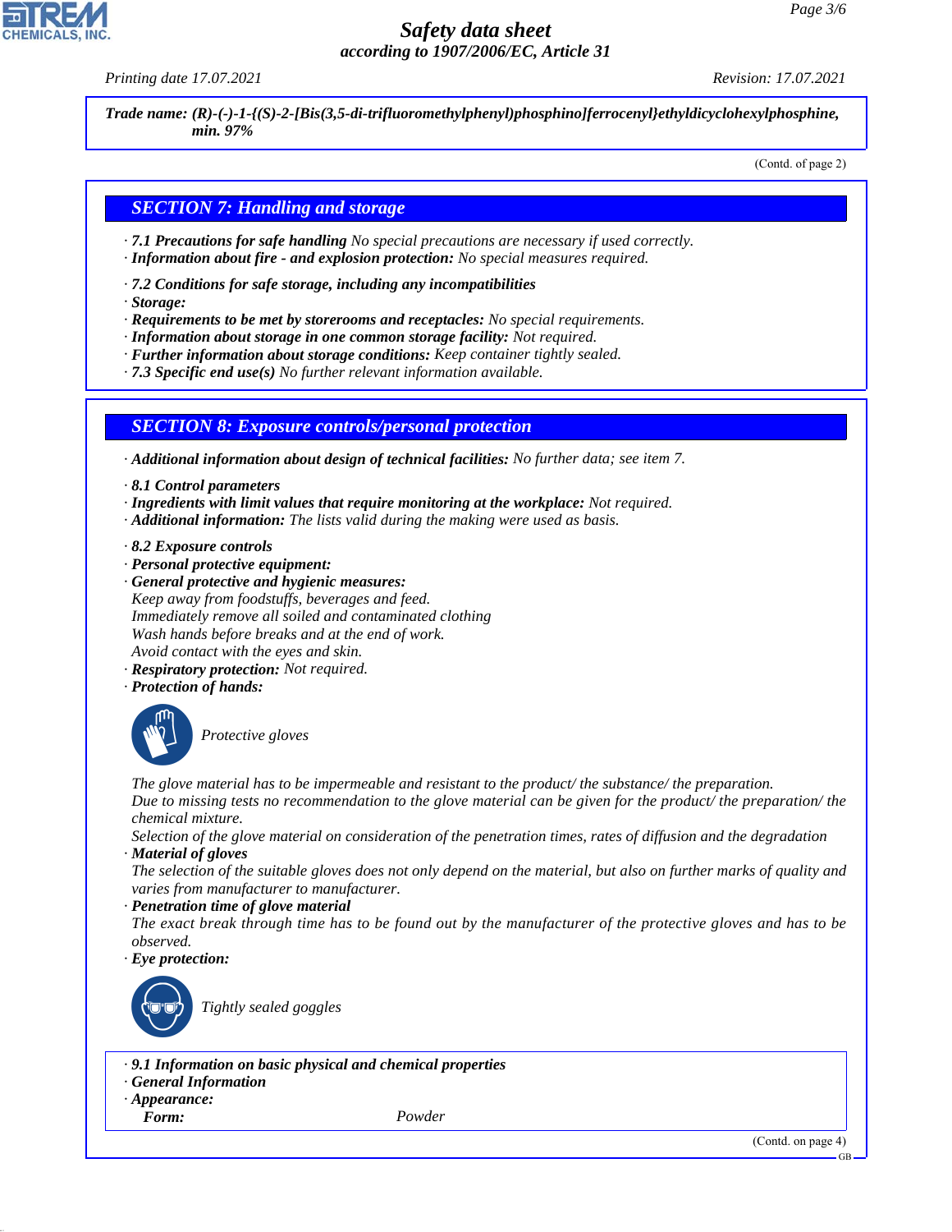Trade name: **(R)-(-)-1-{(S)-2-[Bis(3,5-di-trifluoromethylphenyl)phosphino]ferrocenyl}ethyldicyclohexylphosphine, min. 97%**

(Contd. of page 2)

## SECTION 7: Handling and storage

· **7.1 Precautions for safe handling** No special precautions are necessary if used correctly.
· **Information about fire - and explosion protection:** No special measures required.

· **7.2 Conditions for safe storage, including any incompatibilities**
· **Storage:**
· **Requirements to be met by storerooms and receptacles:** No special requirements.
· **Information about storage in one common storage facility:** Not required.
· **Further information about storage conditions:** Keep container tightly sealed.
· **7.3 Specific end use(s)** No further relevant information available.

## SECTION 8: Exposure controls/personal protection

· **Additional information about design of technical facilities:** No further data; see item 7.

· **8.1 Control parameters**
· **Ingredients with limit values that require monitoring at the workplace:** Not required.
· **Additional information:** The lists valid during the making were used as basis.

· **8.2 Exposure controls**
· **Personal protective equipment:**
· **General protective and hygienic measures:**
Keep away from foodstuffs, beverages and feed.
Immediately remove all soiled and contaminated clothing
Wash hands before breaks and at the end of work.
Avoid contact with the eyes and skin.
· **Respiratory protection:** Not required.
· **Protection of hands:**

Protective gloves

The glove material has to be impermeable and resistant to the product/ the substance/ the preparation.
Due to missing tests no recommendation to the glove material can be given for the product/ the preparation/ the chemical mixture.
Selection of the glove material on consideration of the penetration times, rates of diffusion and the degradation
· **Material of gloves**
The selection of the suitable gloves does not only depend on the material, but also on further marks of quality and varies from manufacturer to manufacturer.
· **Penetration time of glove material**
The exact break through time has to be found out by the manufacturer of the protective gloves and has to be observed.
· **Eye protection:**

Tightly sealed goggles

· **9.1 Information on basic physical and chemical properties**
· **General Information**
· **Appearance:**
**Form:** Powder

(Contd. on page 4)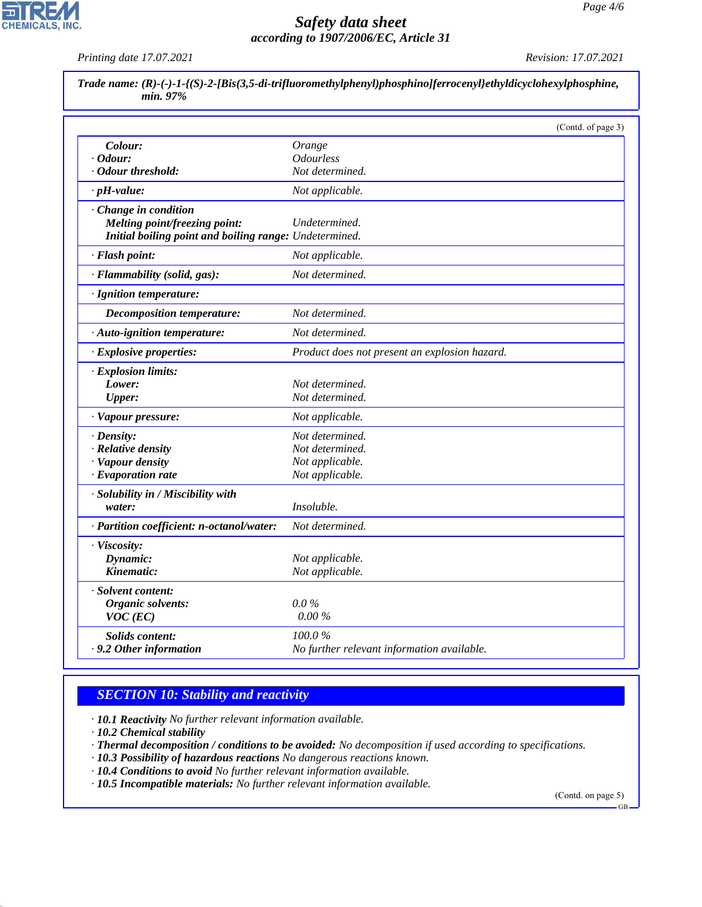**Trade name: (R)-(-)-1-{(S)-2-[Bis(3,5-di-trifluoromethylphenyl)phosphino]ferrocenyl}ethyldicyclohexylphosphine, min. 97%**

(Contd. of page 3)

| | |
|---|---|
| **Colour:** | Orange |
| · **Odour:** | Odourless |
| · **Odour threshold:** | Not determined. |
| · **pH-value:** | Not applicable. |
| · **Change in condition** | |
| **Melting point/freezing point:** | Undetermined. |
| **Initial boiling point and boiling range:** | Undetermined. |
| · **Flash point:** | Not applicable. |
| · **Flammability (solid, gas):** | Not determined. |
| · **Ignition temperature:** | |
| **Decomposition temperature:** | Not determined. |
| · **Auto-ignition temperature:** | Not determined. |
| · **Explosive properties:** | Product does not present an explosion hazard. |
| · **Explosion limits:** | |
| **Lower:** | Not determined. |
| **Upper:** | Not determined. |
| · **Vapour pressure:** | Not applicable. |
| · **Density:** | Not determined. |
| · **Relative density** | Not determined. |
| · **Vapour density** | Not applicable. |
| · **Evaporation rate** | Not applicable. |
| · **Solubility in / Miscibility with water:** | Insoluble. |
| · **Partition coefficient: n-octanol/water:** | Not determined. |
| · **Viscosity:** | |
| **Dynamic:** | Not applicable. |
| **Kinematic:** | Not applicable. |
| · **Solvent content:** | |
| **Organic solvents:** | 0.0 % |
| **VOC (EC)** | 0.00 % |
| **Solids content:** | 100.0 % |
| · **9.2 Other information** | No further relevant information available. |

## SECTION 10: Stability and reactivity

· **10.1 Reactivity** No further relevant information available.
· **10.2 Chemical stability**
· **Thermal decomposition / conditions to be avoided:** No decomposition if used according to specifications.
· **10.3 Possibility of hazardous reactions** No dangerous reactions known.
· **10.4 Conditions to avoid** No further relevant information available.
· **10.5 Incompatible materials:** No further relevant information available.

(Contd. on page 5)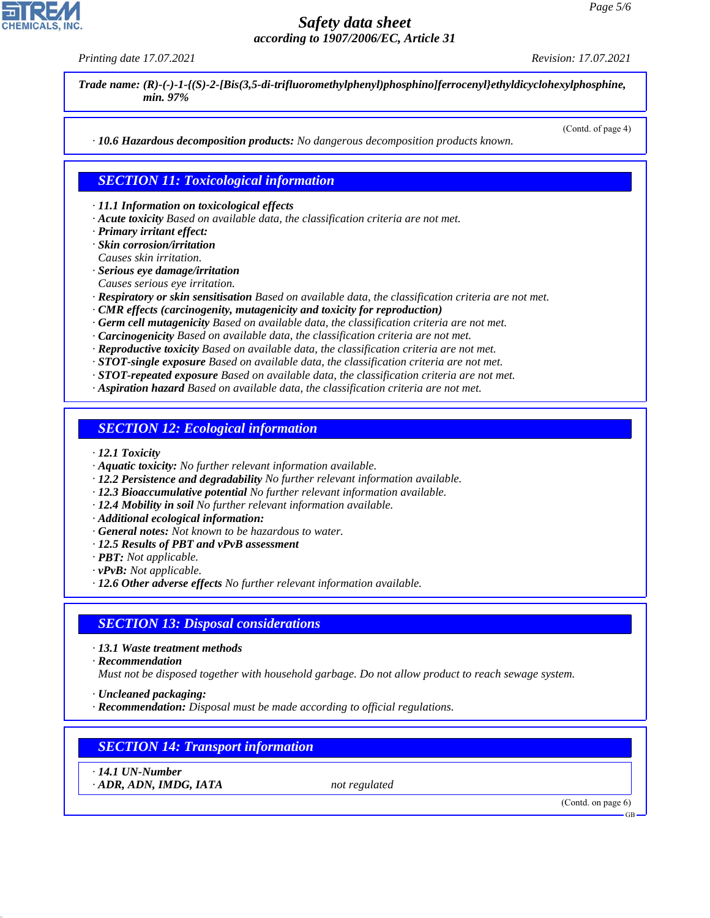Trade name: *(R)-(-)-1-{(S)-2-[Bis(3,5-di-trifluoromethylphenyl)phosphino]ferrocenyl}ethyldicyclohexylphosphine, min. 97%*

(Contd. of page 4)

· **10.6 Hazardous decomposition products:** No dangerous decomposition products known.

## SECTION 11: Toxicological information

· **11.1 Information on toxicological effects**
· **Acute toxicity** Based on available data, the classification criteria are not met.
· **Primary irritant effect:**
· **Skin corrosion/irritation**
Causes skin irritation.
· **Serious eye damage/irritation**
Causes serious eye irritation.
· **Respiratory or skin sensitisation** Based on available data, the classification criteria are not met.
· **CMR effects (carcinogenity, mutagenicity and toxicity for reproduction)**
· **Germ cell mutagenicity** Based on available data, the classification criteria are not met.
· **Carcinogenicity** Based on available data, the classification criteria are not met.
· **Reproductive toxicity** Based on available data, the classification criteria are not met.
· **STOT-single exposure** Based on available data, the classification criteria are not met.
· **STOT-repeated exposure** Based on available data, the classification criteria are not met.
· **Aspiration hazard** Based on available data, the classification criteria are not met.

## SECTION 12: Ecological information

· **12.1 Toxicity**
· **Aquatic toxicity:** No further relevant information available.
· **12.2 Persistence and degradability** No further relevant information available.
· **12.3 Bioaccumulative potential** No further relevant information available.
· **12.4 Mobility in soil** No further relevant information available.
· **Additional ecological information:**
· **General notes:** Not known to be hazardous to water.
· **12.5 Results of PBT and vPvB assessment**
· **PBT:** Not applicable.
· **vPvB:** Not applicable.
· **12.6 Other adverse effects** No further relevant information available.

## SECTION 13: Disposal considerations

· **13.1 Waste treatment methods**
· **Recommendation**
Must not be disposed together with household garbage. Do not allow product to reach sewage system.

· **Uncleaned packaging:**
· **Recommendation:** Disposal must be made according to official regulations.

## SECTION 14: Transport information

· **14.1 UN-Number**
· **ADR, ADN, IMDG, IATA** not regulated

(Contd. on page 6)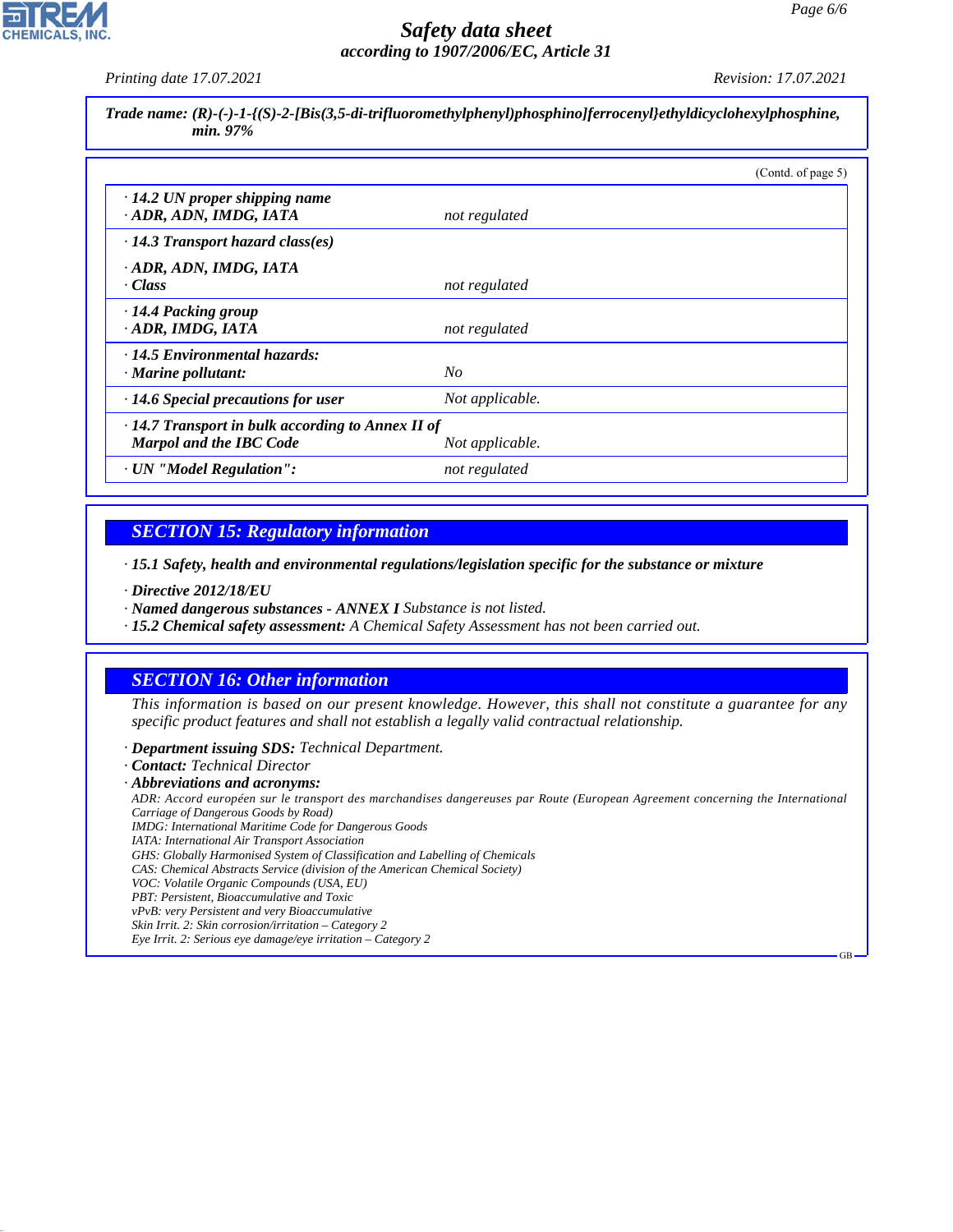# Safety data sheet
*according to 1907/2006/EC, Article 31*

Printing date 17.07.2021 | Revision: 17.07.2021

**Trade name: (R)-(-)-1-{(S)-2-[Bis(3,5-di-trifluoromethylphenyl)phosphino]ferrocenyl}ethyldicyclohexylphosphine, min. 97%**

(Contd. of page 5)

| | |
|---|---|
| · **14.2 UN proper shipping name**<br>· **ADR, ADN, IMDG, IATA** | not regulated |
| · **14.3 Transport hazard class(es)**<br>· **ADR, ADN, IMDG, IATA**<br>· **Class** | not regulated |
| · **14.4 Packing group**<br>· **ADR, IMDG, IATA** | not regulated |
| · **14.5 Environmental hazards:**<br>· **Marine pollutant:** | No |
| · **14.6 Special precautions for user** | Not applicable. |
| · **14.7 Transport in bulk according to Annex II of Marpol and the IBC Code** | Not applicable. |
| · **UN "Model Regulation":** | not regulated |

## SECTION 15: Regulatory information

· **15.1 Safety, health and environmental regulations/legislation specific for the substance or mixture**

· **Directive 2012/18/EU**
· **Named dangerous substances - ANNEX I** Substance is not listed.
· **15.2 Chemical safety assessment:** A Chemical Safety Assessment has not been carried out.

## SECTION 16: Other information

This information is based on our present knowledge. However, this shall not constitute a guarantee for any specific product features and shall not establish a legally valid contractual relationship.

· **Department issuing SDS:** Technical Department.
· **Contact:** Technical Director
· **Abbreviations and acronyms:**
ADR: Accord européen sur le transport des marchandises dangereuses par Route (European Agreement concerning the International Carriage of Dangerous Goods by Road)
IMDG: International Maritime Code for Dangerous Goods
IATA: International Air Transport Association
GHS: Globally Harmonised System of Classification and Labelling of Chemicals
CAS: Chemical Abstracts Service (division of the American Chemical Society)
VOC: Volatile Organic Compounds (USA, EU)
PBT: Persistent, Bioaccumulative and Toxic
vPvB: very Persistent and very Bioaccumulative
Skin Irrit. 2: Skin corrosion/irritation – Category 2
Eye Irrit. 2: Serious eye damage/eye irritation – Category 2

GB